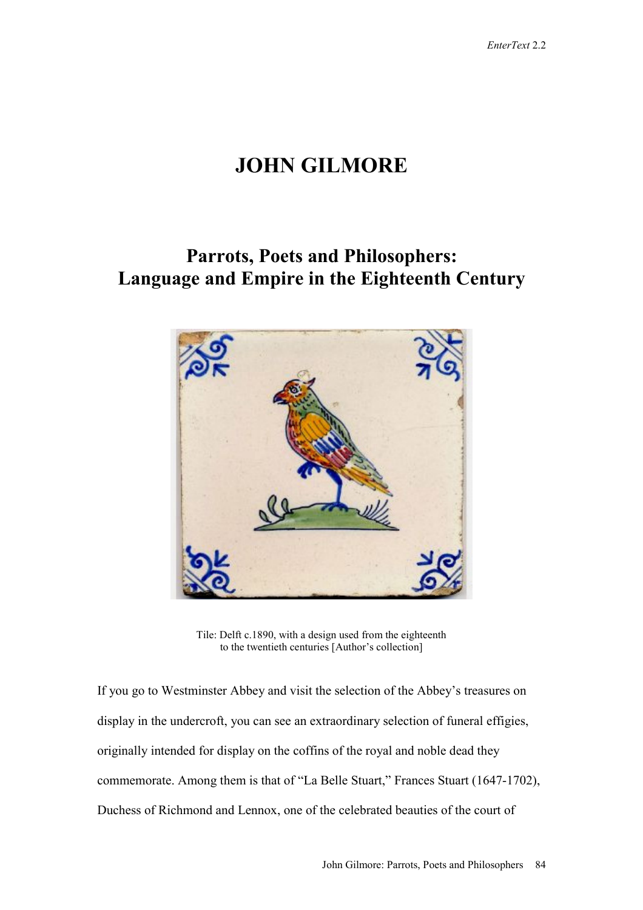# JOHN GILMORE

## Parrots, Poets and Philosophers: Language and Empire in the Eighteenth Century

Tile: Delft c.1890, with a design used from the eighteenth to the twentieth centuries [Author's collection]

If you go to Westminster Abbey and visit the selection of the Abbey's treasures on display in the undercroft, you can see an extraordinary selection of funeral effigies, originally intended for display on the coffins of the royal and noble dead they commemorate. Among them is that of "La Belle Stuart," Frances Stuart (1647-1702), Duchess of Richmond and Lennox, one of the celebrated beauties of the court of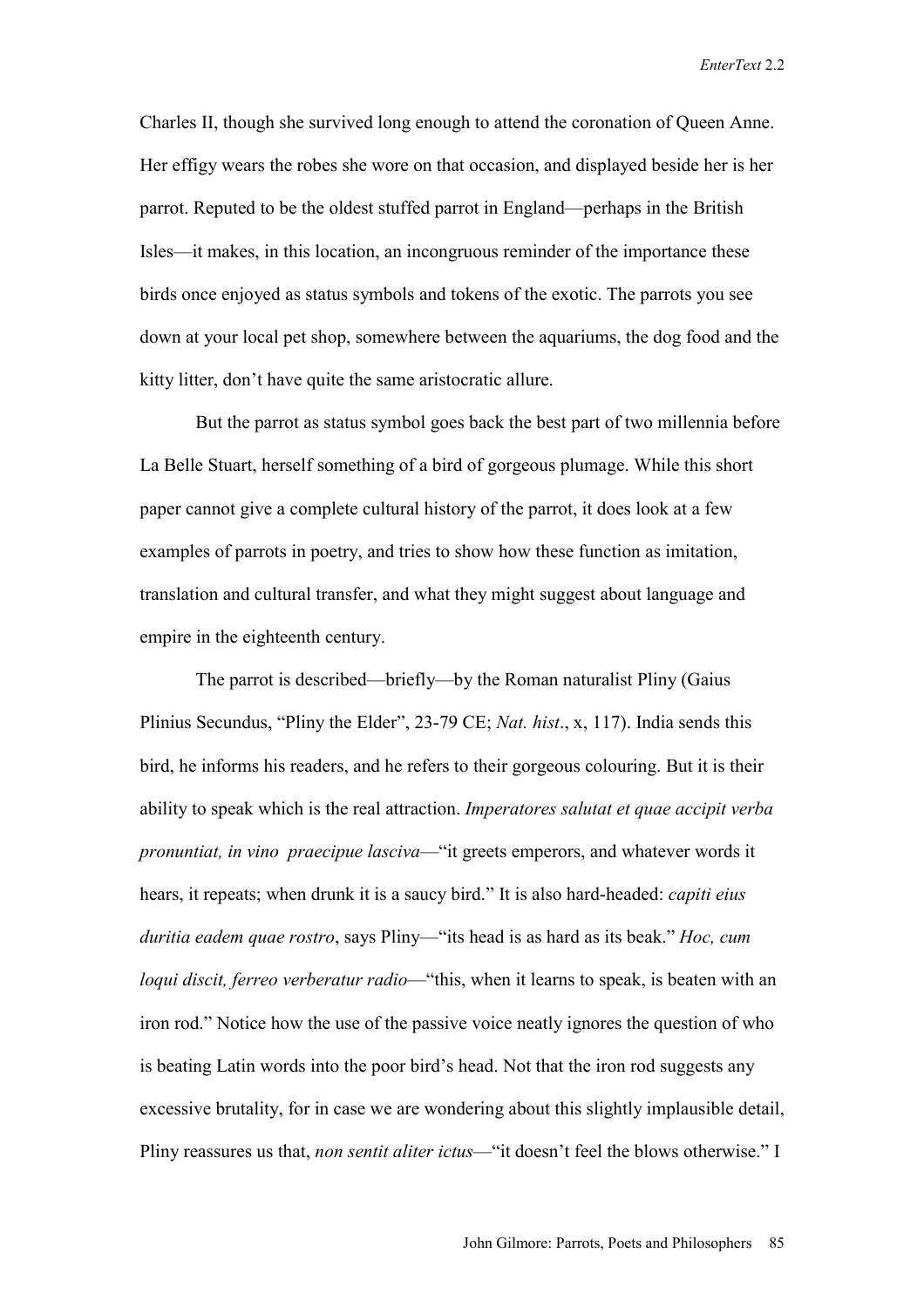Charles II, though she survived long enough to attend the coronation of Queen Anne. Her effigy wears the robes she wore on that occasion, and displayed beside her is her parrot. Reputed to be the oldest stuffed parrot in England—perhaps in the British Isles—it makes, in this location, an incongruous reminder of the importance these birds once enjoyed as status symbols and tokens of the exotic. The parrots you see down at your local pet shop, somewhere between the aquariums, the dog food and the kitty litter, don't have quite the same aristocratic allure.

But the parrot as status symbol goes back the best part of two millennia before La Belle Stuart, herself something of a bird of gorgeous plumage. While this short paper cannot give a complete cultural history of the parrot, it does look at a few examples of parrots in poetry, and tries to show how these function as imitation, translation and cultural transfer, and what they might suggest about language and empire in the eighteenth century.

The parrot is described—briefly—by the Roman naturalist Pliny (Gaius Plinius Secundus, "Pliny the Elder", 23-79 CE; *Nat. hist*., x, 117). India sends this bird, he informs his readers, and he refers to their gorgeous colouring. But it is their ability to speak which is the real attraction. *Imperatores salutat et quae accipit verba pronuntiat, in vino praecipue lasciva*—"it greets emperors, and whatever words it hears, it repeats; when drunk it is a saucy bird." It is also hard-headed: *capiti eius duritia eadem quae rostro*, says Pliny—"its head is as hard as its beak." *Hoc, cum loqui discit, ferreo verberatur radio*—"this, when it learns to speak, is beaten with an iron rod." Notice how the use of the passive voice neatly ignores the question of who is beating Latin words into the poor bird's head. Not that the iron rod suggests any excessive brutality, for in case we are wondering about this slightly implausible detail, Pliny reassures us that, *non sentit aliter ictus*—"it doesn't feel the blows otherwise." I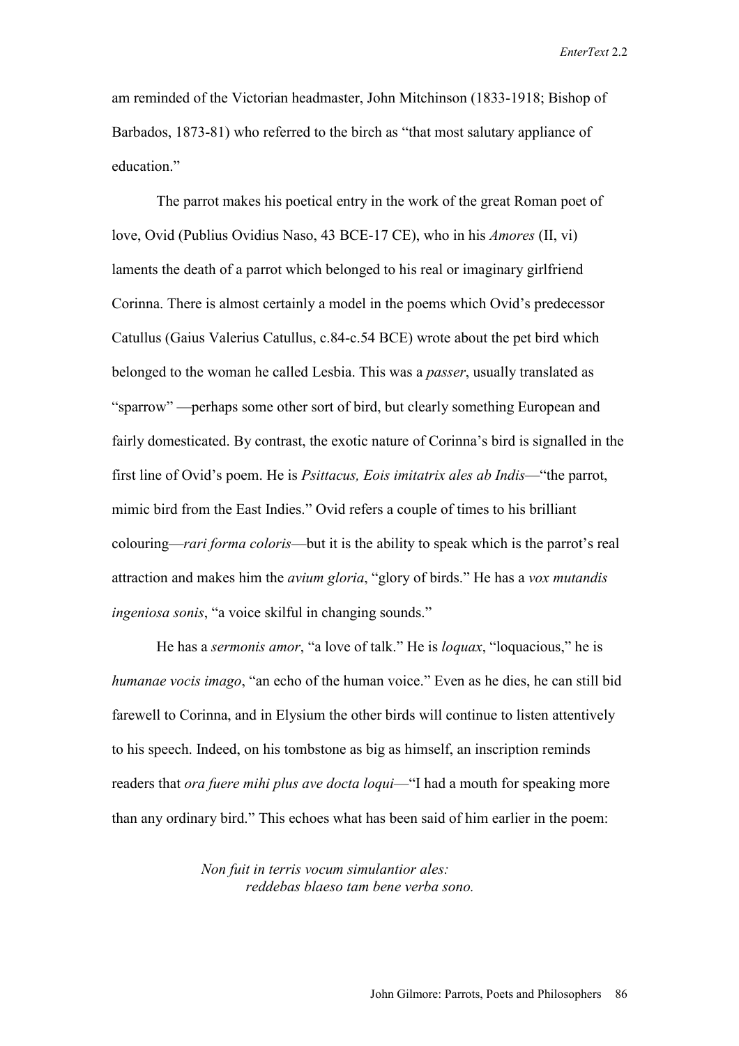am reminded of the Victorian headmaster, John Mitchinson (1833-1918; Bishop of Barbados, 1873-81) who referred to the birch as "that most salutary appliance of education."

The parrot makes his poetical entry in the work of the great Roman poet of love, Ovid (Publius Ovidius Naso, 43 BCE-17 CE), who in his *Amores* (II, vi) laments the death of a parrot which belonged to his real or imaginary girlfriend Corinna. There is almost certainly a model in the poems which Ovid's predecessor Catullus (Gaius Valerius Catullus, c.84-c.54 BCE) wrote about the pet bird which belonged to the woman he called Lesbia. This was a *passer*, usually translated as "sparrow" —perhaps some other sort of bird, but clearly something European and fairly domesticated. By contrast, the exotic nature of Corinna's bird is signalled in the first line of Ovid's poem. He is *Psittacus, Eois imitatrix ales ab Indis*—"the parrot, mimic bird from the East Indies." Ovid refers a couple of times to his brilliant colouring—*rari forma coloris*—but it is the ability to speak which is the parrot's real attraction and makes him the *avium gloria*, "glory of birds." He has a *vox mutandis ingeniosa sonis*, "a voice skilful in changing sounds."

He has a *sermonis amor*, "a love of talk." He is *loquax*, "loquacious," he is *humanae vocis imago*, "an echo of the human voice." Even as he dies, he can still bid farewell to Corinna, and in Elysium the other birds will continue to listen attentively to his speech. Indeed, on his tombstone as big as himself, an inscription reminds readers that *ora fuere mihi plus ave docta loqui*—"I had a mouth for speaking more than any ordinary bird." This echoes what has been said of him earlier in the poem:

> *Non fuit in terris vocum simulantior ales:*
> *reddebas blaeso tam bene verba sono.*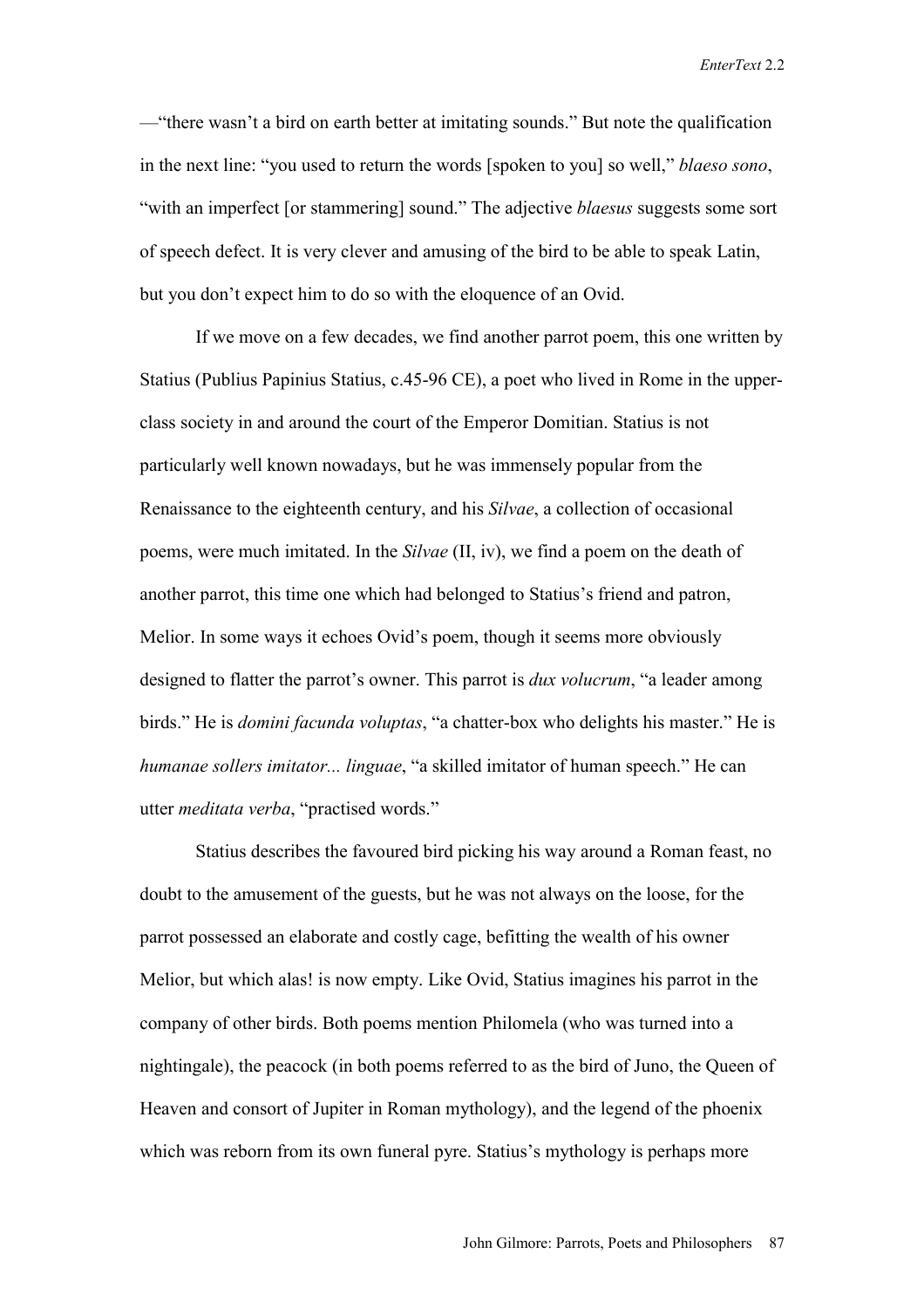—"there wasn't a bird on earth better at imitating sounds." But note the qualification in the next line: "you used to return the words [spoken to you] so well," *blaeso sono*, "with an imperfect [or stammering] sound." The adjective *blaesus* suggests some sort of speech defect. It is very clever and amusing of the bird to be able to speak Latin, but you don't expect him to do so with the eloquence of an Ovid.

If we move on a few decades, we find another parrot poem, this one written by Statius (Publius Papinius Statius, c.45-96 CE), a poet who lived in Rome in the upper-class society in and around the court of the Emperor Domitian. Statius is not particularly well known nowadays, but he was immensely popular from the Renaissance to the eighteenth century, and his *Silvae*, a collection of occasional poems, were much imitated. In the *Silvae* (II, iv), we find a poem on the death of another parrot, this time one which had belonged to Statius's friend and patron, Melior. In some ways it echoes Ovid's poem, though it seems more obviously designed to flatter the parrot's owner. This parrot is *dux volucrum*, "a leader among birds." He is *domini facunda voluptas*, "a chatter-box who delights his master." He is *humanae sollers imitator... linguae*, "a skilled imitator of human speech." He can utter *meditata verba*, "practised words."

Statius describes the favoured bird picking his way around a Roman feast, no doubt to the amusement of the guests, but he was not always on the loose, for the parrot possessed an elaborate and costly cage, befitting the wealth of his owner Melior, but which alas! is now empty. Like Ovid, Statius imagines his parrot in the company of other birds. Both poems mention Philomela (who was turned into a nightingale), the peacock (in both poems referred to as the bird of Juno, the Queen of Heaven and consort of Jupiter in Roman mythology), and the legend of the phoenix which was reborn from its own funeral pyre. Statius's mythology is perhaps more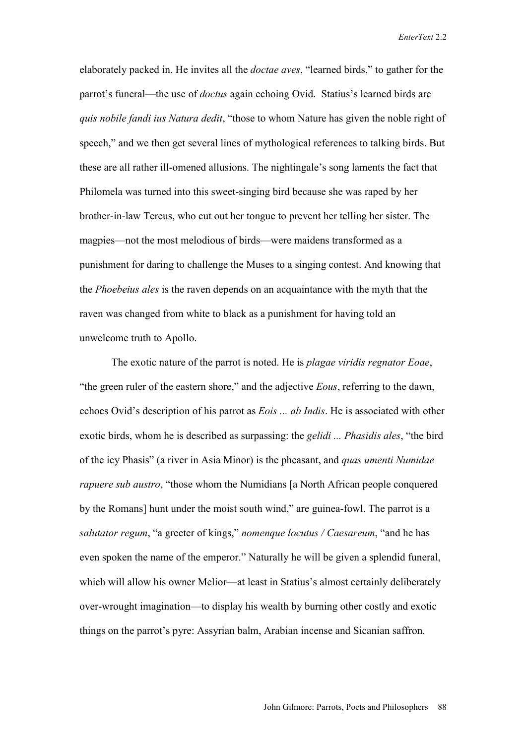elaborately packed in. He invites all the *doctae aves*, "learned birds," to gather for the parrot's funeral—the use of *doctus* again echoing Ovid. Statius's learned birds are *quis nobile fandi ius Natura dedit*, "those to whom Nature has given the noble right of speech," and we then get several lines of mythological references to talking birds. But these are all rather ill-omened allusions. The nightingale's song laments the fact that Philomela was turned into this sweet-singing bird because she was raped by her brother-in-law Tereus, who cut out her tongue to prevent her telling her sister. The magpies—not the most melodious of birds—were maidens transformed as a punishment for daring to challenge the Muses to a singing contest. And knowing that the *Phoebeius ales* is the raven depends on an acquaintance with the myth that the raven was changed from white to black as a punishment for having told an unwelcome truth to Apollo.

The exotic nature of the parrot is noted. He is *plagae viridis regnator Eoae*, "the green ruler of the eastern shore," and the adjective *Eous*, referring to the dawn, echoes Ovid's description of his parrot as *Eois ... ab Indis*. He is associated with other exotic birds, whom he is described as surpassing: the *gelidi ... Phasidis ales*, "the bird of the icy Phasis" (a river in Asia Minor) is the pheasant, and *quas umenti Numidae rapuere sub austro*, "those whom the Numidians [a North African people conquered by the Romans] hunt under the moist south wind," are guinea-fowl. The parrot is a *salutator regum*, "a greeter of kings," *nomenque locutus / Caesareum*, "and he has even spoken the name of the emperor." Naturally he will be given a splendid funeral, which will allow his owner Melior—at least in Statius's almost certainly deliberately over-wrought imagination—to display his wealth by burning other costly and exotic things on the parrot's pyre: Assyrian balm, Arabian incense and Sicanian saffron.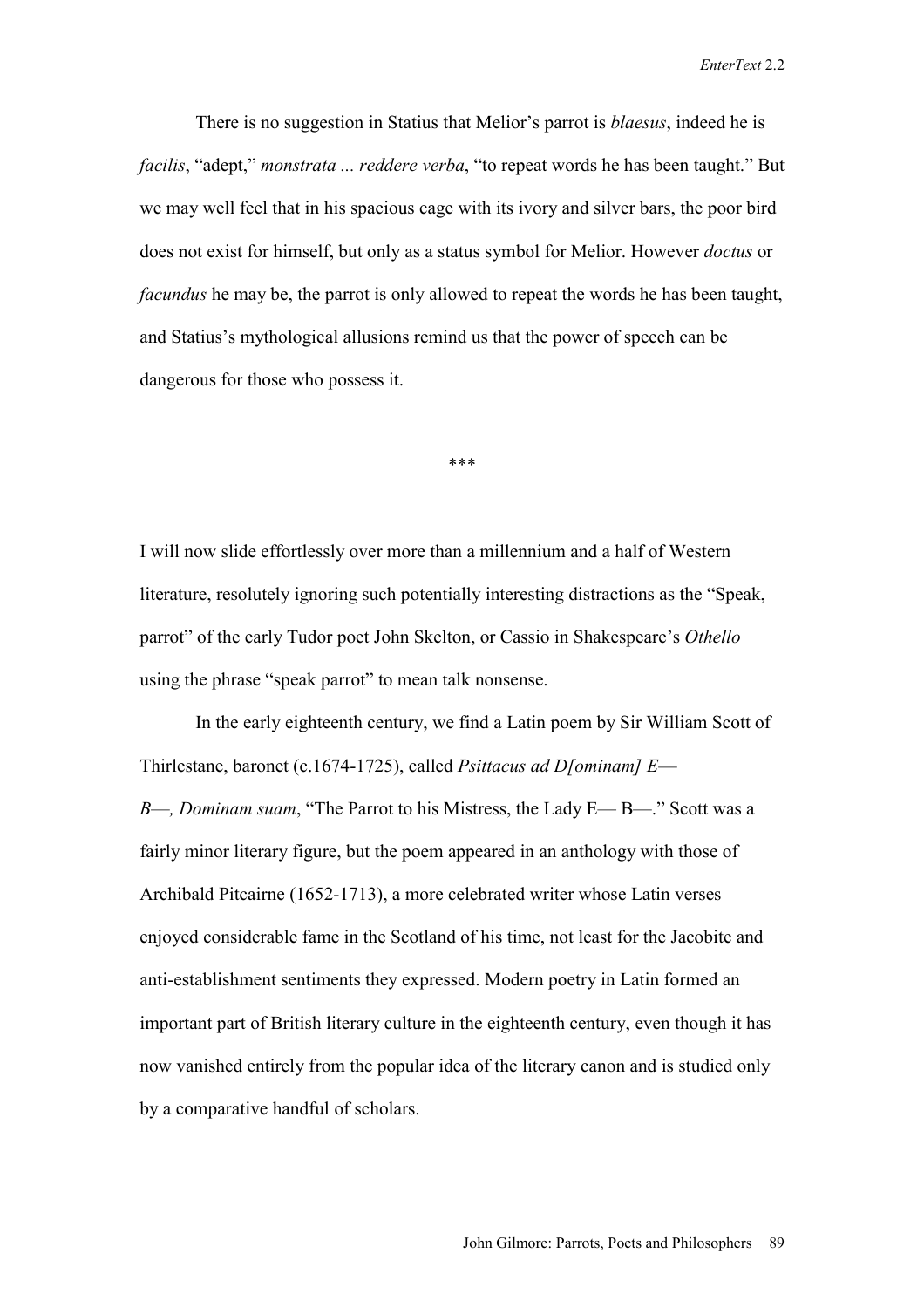There is no suggestion in Statius that Melior's parrot is *blaesus*, indeed he is *facilis*, "adept," *monstrata ... reddere verba*, "to repeat words he has been taught." But we may well feel that in his spacious cage with its ivory and silver bars, the poor bird does not exist for himself, but only as a status symbol for Melior. However *doctus* or *facundus* he may be, the parrot is only allowed to repeat the words he has been taught, and Statius's mythological allusions remind us that the power of speech can be dangerous for those who possess it.

\*\*\*

I will now slide effortlessly over more than a millennium and a half of Western literature, resolutely ignoring such potentially interesting distractions as the "Speak, parrot" of the early Tudor poet John Skelton, or Cassio in Shakespeare's *Othello* using the phrase "speak parrot" to mean talk nonsense.

In the early eighteenth century, we find a Latin poem by Sir William Scott of Thirlestane, baronet (c.1674-1725), called *Psittacus ad D[ominam] E— B—, Dominam suam*, "The Parrot to his Mistress, the Lady E— B—." Scott was a fairly minor literary figure, but the poem appeared in an anthology with those of Archibald Pitcairne (1652-1713), a more celebrated writer whose Latin verses enjoyed considerable fame in the Scotland of his time, not least for the Jacobite and anti-establishment sentiments they expressed. Modern poetry in Latin formed an important part of British literary culture in the eighteenth century, even though it has now vanished entirely from the popular idea of the literary canon and is studied only by a comparative handful of scholars.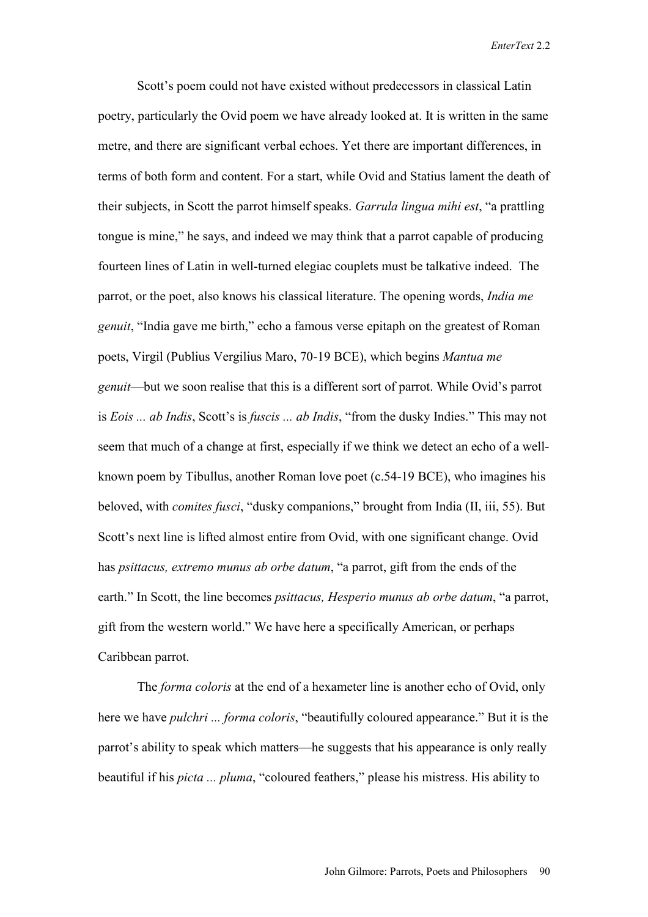Scott's poem could not have existed without predecessors in classical Latin poetry, particularly the Ovid poem we have already looked at. It is written in the same metre, and there are significant verbal echoes. Yet there are important differences, in terms of both form and content. For a start, while Ovid and Statius lament the death of their subjects, in Scott the parrot himself speaks. *Garrula lingua mihi est*, "a prattling tongue is mine," he says, and indeed we may think that a parrot capable of producing fourteen lines of Latin in well-turned elegiac couplets must be talkative indeed. The parrot, or the poet, also knows his classical literature. The opening words, *India me genuit*, "India gave me birth," echo a famous verse epitaph on the greatest of Roman poets, Virgil (Publius Vergilius Maro, 70-19 BCE), which begins *Mantua me genuit*—but we soon realise that this is a different sort of parrot. While Ovid's parrot is *Eois ... ab Indis*, Scott's is *fuscis ... ab Indis*, "from the dusky Indies." This may not seem that much of a change at first, especially if we think we detect an echo of a well-known poem by Tibullus, another Roman love poet (c.54-19 BCE), who imagines his beloved, with *comites fusci*, "dusky companions," brought from India (II, iii, 55). But Scott's next line is lifted almost entire from Ovid, with one significant change. Ovid has *psittacus, extremo munus ab orbe datum*, "a parrot, gift from the ends of the earth." In Scott, the line becomes *psittacus, Hesperio munus ab orbe datum*, "a parrot, gift from the western world." We have here a specifically American, or perhaps Caribbean parrot.

The *forma coloris* at the end of a hexameter line is another echo of Ovid, only here we have *pulchri ... forma coloris*, "beautifully coloured appearance." But it is the parrot's ability to speak which matters—he suggests that his appearance is only really beautiful if his *picta ... pluma*, "coloured feathers," please his mistress. His ability to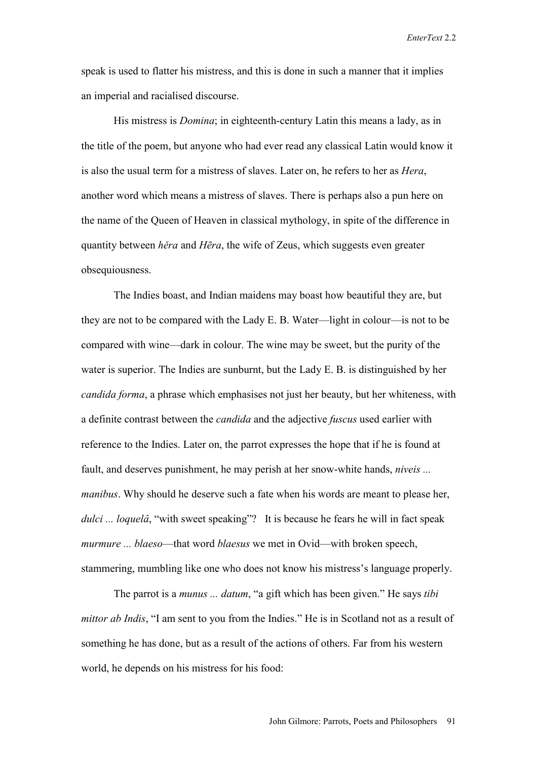speak is used to flatter his mistress, and this is done in such a manner that it implies an imperial and racialised discourse.

His mistress is *Domina*; in eighteenth-century Latin this means a lady, as in the title of the poem, but anyone who had ever read any classical Latin would know it is also the usual term for a mistress of slaves. Later on, he refers to her as *Hera*, another word which means a mistress of slaves. There is perhaps also a pun here on the name of the Queen of Heaven in classical mythology, in spite of the difference in quantity between *hĕra* and *Hēra*, the wife of Zeus, which suggests even greater obsequiousness.

The Indies boast, and Indian maidens may boast how beautiful they are, but they are not to be compared with the Lady E. B. Water—light in colour—is not to be compared with wine—dark in colour. The wine may be sweet, but the purity of the water is superior. The Indies are sunburnt, but the Lady E. B. is distinguished by her *candida forma*, a phrase which emphasises not just her beauty, but her whiteness, with a definite contrast between the *candida* and the adjective *fuscus* used earlier with reference to the Indies. Later on, the parrot expresses the hope that if he is found at fault, and deserves punishment, he may perish at her snow-white hands, *niveis ... manibus*. Why should he deserve such a fate when his words are meant to please her, *dulci ... loquelâ*, "with sweet speaking"? It is because he fears he will in fact speak *murmure ... blaeso*—that word *blaesus* we met in Ovid—with broken speech, stammering, mumbling like one who does not know his mistress's language properly.

The parrot is a *munus ... datum*, "a gift which has been given." He says *tibi mittor ab Indis*, "I am sent to you from the Indies." He is in Scotland not as a result of something he has done, but as a result of the actions of others. Far from his western world, he depends on his mistress for his food: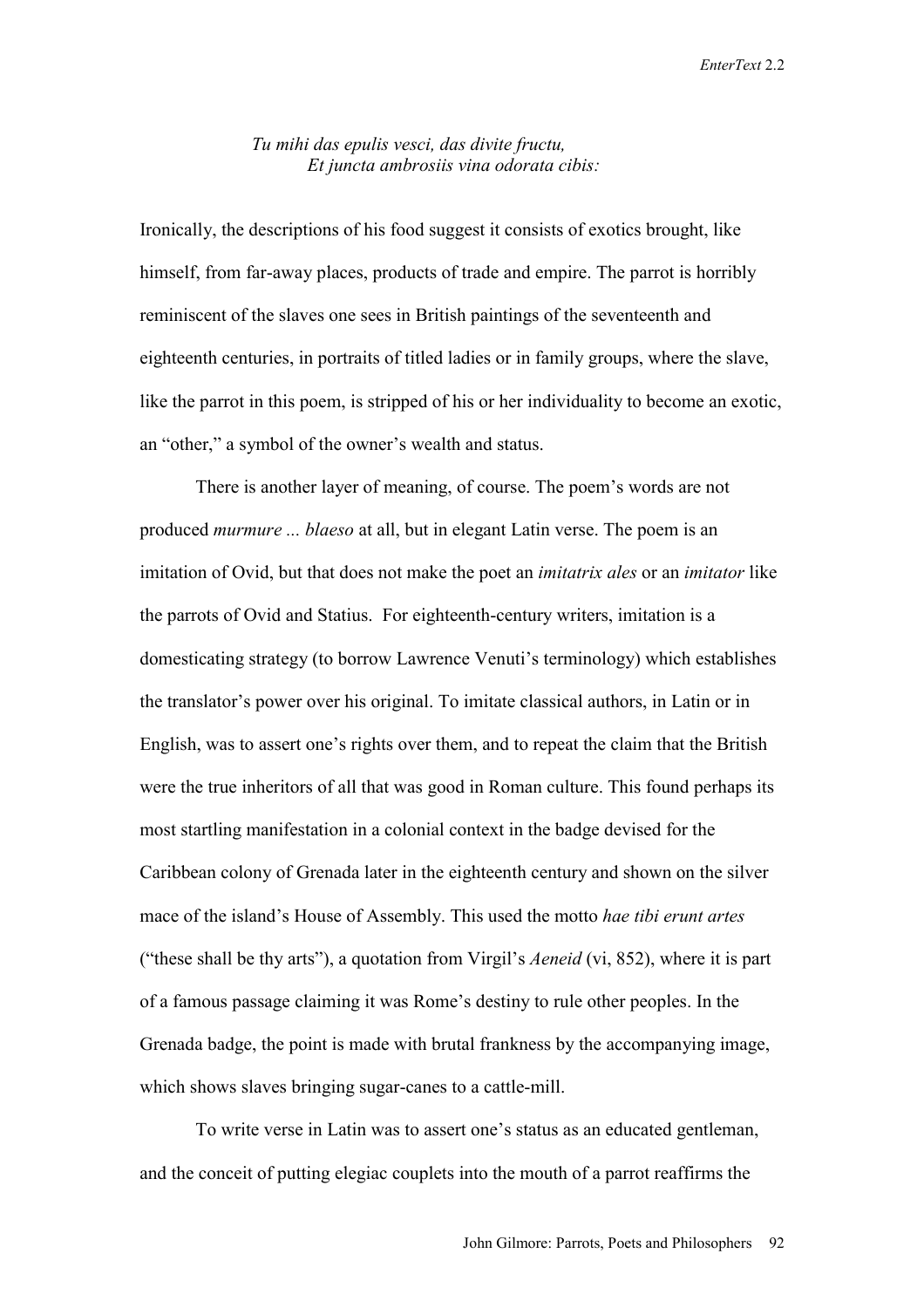> *Tu mihi das epulis vesci, das divite fructu,*
> *Et juncta ambrosiis vina odorata cibis:*

Ironically, the descriptions of his food suggest it consists of exotics brought, like himself, from far-away places, products of trade and empire. The parrot is horribly reminiscent of the slaves one sees in British paintings of the seventeenth and eighteenth centuries, in portraits of titled ladies or in family groups, where the slave, like the parrot in this poem, is stripped of his or her individuality to become an exotic, an "other," a symbol of the owner's wealth and status.

There is another layer of meaning, of course. The poem's words are not produced *murmure ... blaeso* at all, but in elegant Latin verse. The poem is an imitation of Ovid, but that does not make the poet an *imitatrix ales* or an *imitator* like the parrots of Ovid and Statius. For eighteenth-century writers, imitation is a domesticating strategy (to borrow Lawrence Venuti's terminology) which establishes the translator's power over his original. To imitate classical authors, in Latin or in English, was to assert one's rights over them, and to repeat the claim that the British were the true inheritors of all that was good in Roman culture. This found perhaps its most startling manifestation in a colonial context in the badge devised for the Caribbean colony of Grenada later in the eighteenth century and shown on the silver mace of the island's House of Assembly. This used the motto *hae tibi erunt artes* ("these shall be thy arts"), a quotation from Virgil's *Aeneid* (vi, 852), where it is part of a famous passage claiming it was Rome's destiny to rule other peoples. In the Grenada badge, the point is made with brutal frankness by the accompanying image, which shows slaves bringing sugar-canes to a cattle-mill.

To write verse in Latin was to assert one's status as an educated gentleman, and the conceit of putting elegiac couplets into the mouth of a parrot reaffirms the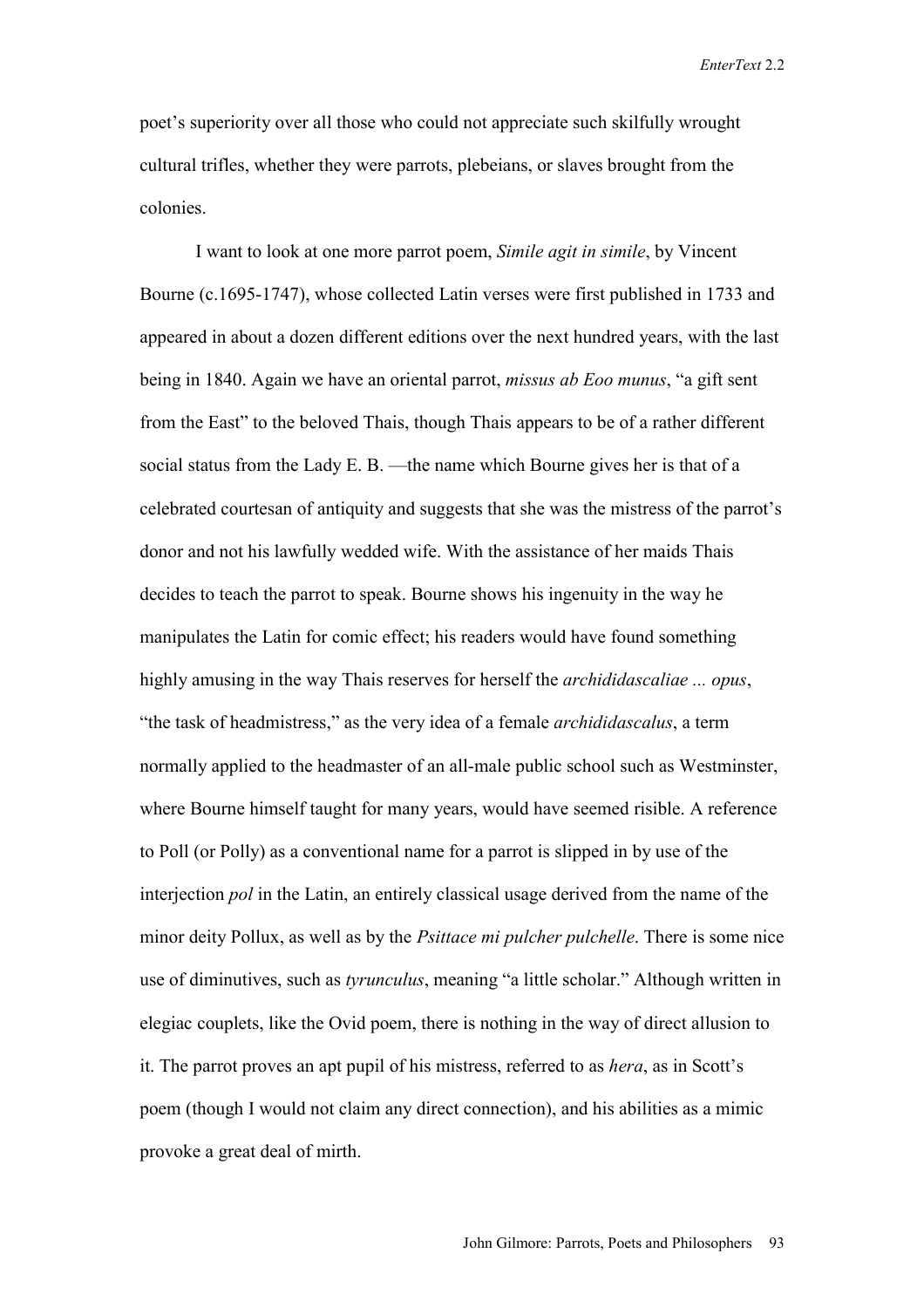poet's superiority over all those who could not appreciate such skilfully wrought cultural trifles, whether they were parrots, plebeians, or slaves brought from the colonies.

I want to look at one more parrot poem, *Simile agit in simile*, by Vincent Bourne (c.1695-1747), whose collected Latin verses were first published in 1733 and appeared in about a dozen different editions over the next hundred years, with the last being in 1840. Again we have an oriental parrot, *missus ab Eoo munus*, "a gift sent from the East" to the beloved Thais, though Thais appears to be of a rather different social status from the Lady E. B. —the name which Bourne gives her is that of a celebrated courtesan of antiquity and suggests that she was the mistress of the parrot's donor and not his lawfully wedded wife. With the assistance of her maids Thais decides to teach the parrot to speak. Bourne shows his ingenuity in the way he manipulates the Latin for comic effect; his readers would have found something highly amusing in the way Thais reserves for herself the *archididascaliae ... opus*, "the task of headmistress," as the very idea of a female *archididascalus*, a term normally applied to the headmaster of an all-male public school such as Westminster, where Bourne himself taught for many years, would have seemed risible. A reference to Poll (or Polly) as a conventional name for a parrot is slipped in by use of the interjection *pol* in the Latin, an entirely classical usage derived from the name of the minor deity Pollux, as well as by the *Psittace mi pulcher pulchelle*. There is some nice use of diminutives, such as *tyrunculus*, meaning "a little scholar." Although written in elegiac couplets, like the Ovid poem, there is nothing in the way of direct allusion to it. The parrot proves an apt pupil of his mistress, referred to as *hera*, as in Scott's poem (though I would not claim any direct connection), and his abilities as a mimic provoke a great deal of mirth.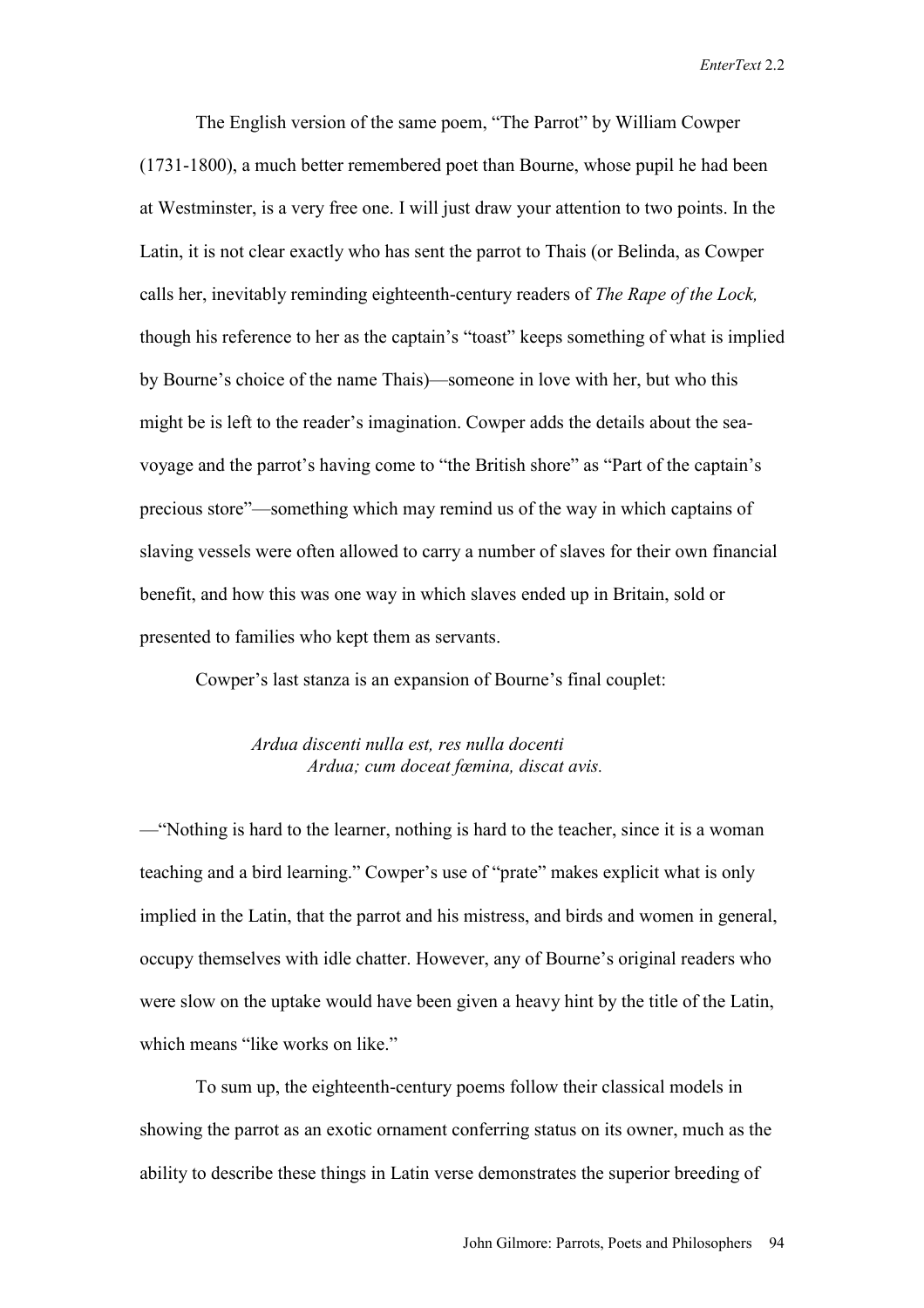The English version of the same poem, "The Parrot" by William Cowper (1731-1800), a much better remembered poet than Bourne, whose pupil he had been at Westminster, is a very free one. I will just draw your attention to two points. In the Latin, it is not clear exactly who has sent the parrot to Thais (or Belinda, as Cowper calls her, inevitably reminding eighteenth-century readers of *The Rape of the Lock,* though his reference to her as the captain's "toast" keeps something of what is implied by Bourne's choice of the name Thais)—someone in love with her, but who this might be is left to the reader's imagination. Cowper adds the details about the sea-voyage and the parrot's having come to "the British shore" as "Part of the captain's precious store"—something which may remind us of the way in which captains of slaving vessels were often allowed to carry a number of slaves for their own financial benefit, and how this was one way in which slaves ended up in Britain, sold or presented to families who kept them as servants.

Cowper's last stanza is an expansion of Bourne's final couplet:

> *Ardua discenti nulla est, res nulla docenti*
> *Ardua; cum doceat fœmina, discat avis.*

—"Nothing is hard to the learner, nothing is hard to the teacher, since it is a woman teaching and a bird learning." Cowper's use of "prate" makes explicit what is only implied in the Latin, that the parrot and his mistress, and birds and women in general, occupy themselves with idle chatter. However, any of Bourne's original readers who were slow on the uptake would have been given a heavy hint by the title of the Latin, which means "like works on like."

To sum up, the eighteenth-century poems follow their classical models in showing the parrot as an exotic ornament conferring status on its owner, much as the ability to describe these things in Latin verse demonstrates the superior breeding of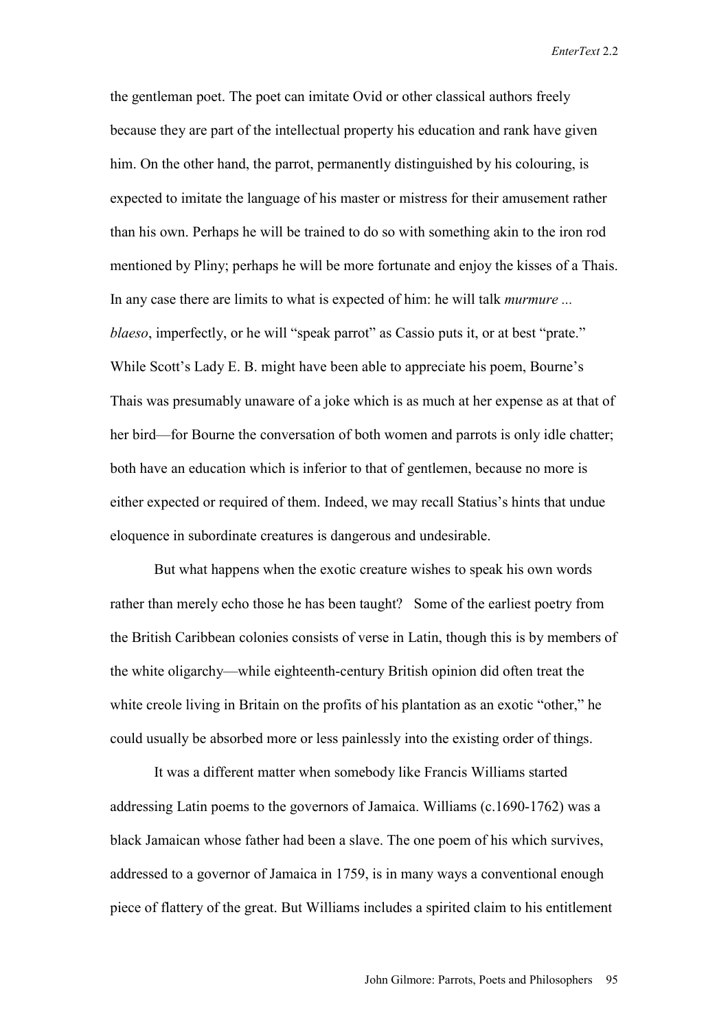the gentleman poet. The poet can imitate Ovid or other classical authors freely because they are part of the intellectual property his education and rank have given him. On the other hand, the parrot, permanently distinguished by his colouring, is expected to imitate the language of his master or mistress for their amusement rather than his own. Perhaps he will be trained to do so with something akin to the iron rod mentioned by Pliny; perhaps he will be more fortunate and enjoy the kisses of a Thais. In any case there are limits to what is expected of him: he will talk *murmure ... blaeso*, imperfectly, or he will "speak parrot" as Cassio puts it, or at best "prate." While Scott's Lady E. B. might have been able to appreciate his poem, Bourne's Thais was presumably unaware of a joke which is as much at her expense as at that of her bird—for Bourne the conversation of both women and parrots is only idle chatter; both have an education which is inferior to that of gentlemen, because no more is either expected or required of them. Indeed, we may recall Statius's hints that undue eloquence in subordinate creatures is dangerous and undesirable.

But what happens when the exotic creature wishes to speak his own words rather than merely echo those he has been taught? Some of the earliest poetry from the British Caribbean colonies consists of verse in Latin, though this is by members of the white oligarchy—while eighteenth-century British opinion did often treat the white creole living in Britain on the profits of his plantation as an exotic "other," he could usually be absorbed more or less painlessly into the existing order of things.

It was a different matter when somebody like Francis Williams started addressing Latin poems to the governors of Jamaica. Williams (c.1690-1762) was a black Jamaican whose father had been a slave. The one poem of his which survives, addressed to a governor of Jamaica in 1759, is in many ways a conventional enough piece of flattery of the great. But Williams includes a spirited claim to his entitlement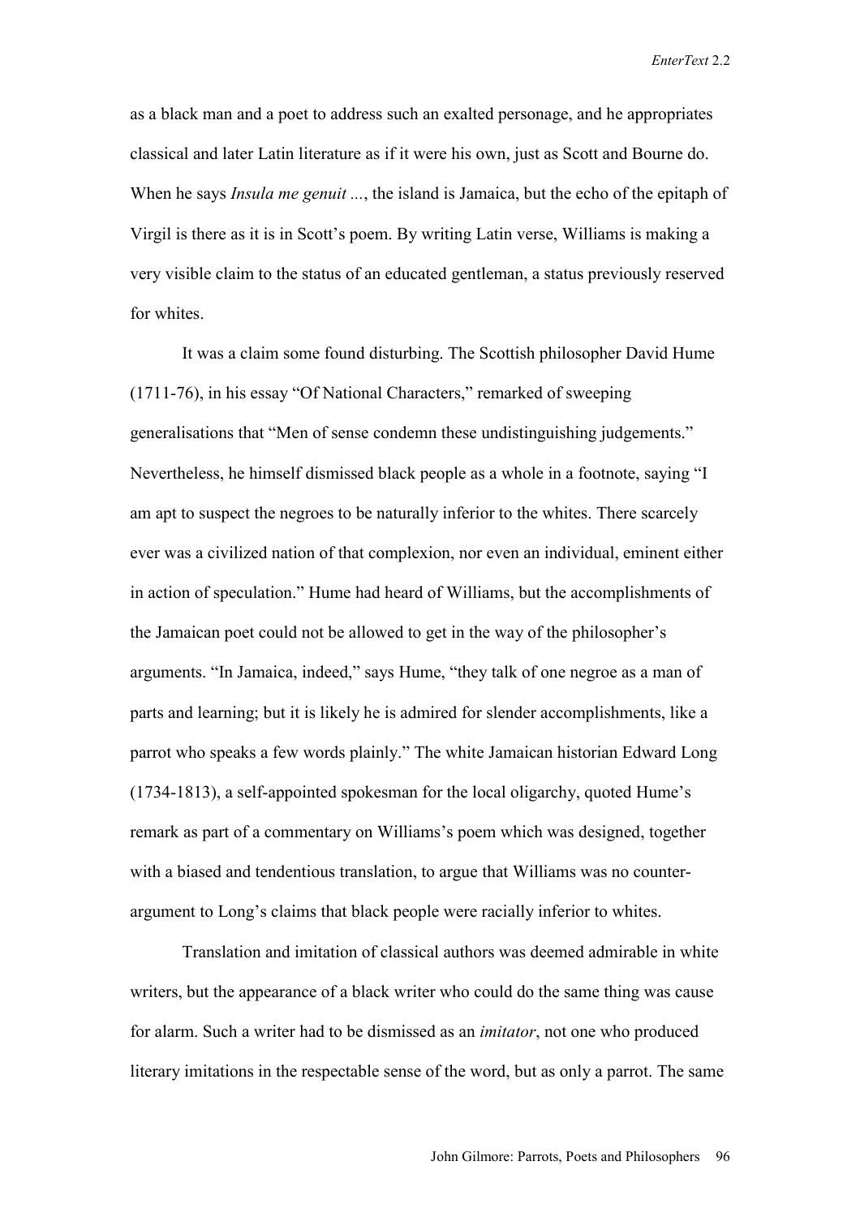as a black man and a poet to address such an exalted personage, and he appropriates classical and later Latin literature as if it were his own, just as Scott and Bourne do. When he says *Insula me genuit ...*, the island is Jamaica, but the echo of the epitaph of Virgil is there as it is in Scott's poem. By writing Latin verse, Williams is making a very visible claim to the status of an educated gentleman, a status previously reserved for whites.

It was a claim some found disturbing. The Scottish philosopher David Hume (1711-76), in his essay "Of National Characters," remarked of sweeping generalisations that "Men of sense condemn these undistinguishing judgements." Nevertheless, he himself dismissed black people as a whole in a footnote, saying "I am apt to suspect the negroes to be naturally inferior to the whites. There scarcely ever was a civilized nation of that complexion, nor even an individual, eminent either in action of speculation." Hume had heard of Williams, but the accomplishments of the Jamaican poet could not be allowed to get in the way of the philosopher's arguments. "In Jamaica, indeed," says Hume, "they talk of one negroe as a man of parts and learning; but it is likely he is admired for slender accomplishments, like a parrot who speaks a few words plainly." The white Jamaican historian Edward Long (1734-1813), a self-appointed spokesman for the local oligarchy, quoted Hume's remark as part of a commentary on Williams's poem which was designed, together with a biased and tendentious translation, to argue that Williams was no counter-argument to Long's claims that black people were racially inferior to whites.

Translation and imitation of classical authors was deemed admirable in white writers, but the appearance of a black writer who could do the same thing was cause for alarm. Such a writer had to be dismissed as an *imitator*, not one who produced literary imitations in the respectable sense of the word, but as only a parrot. The same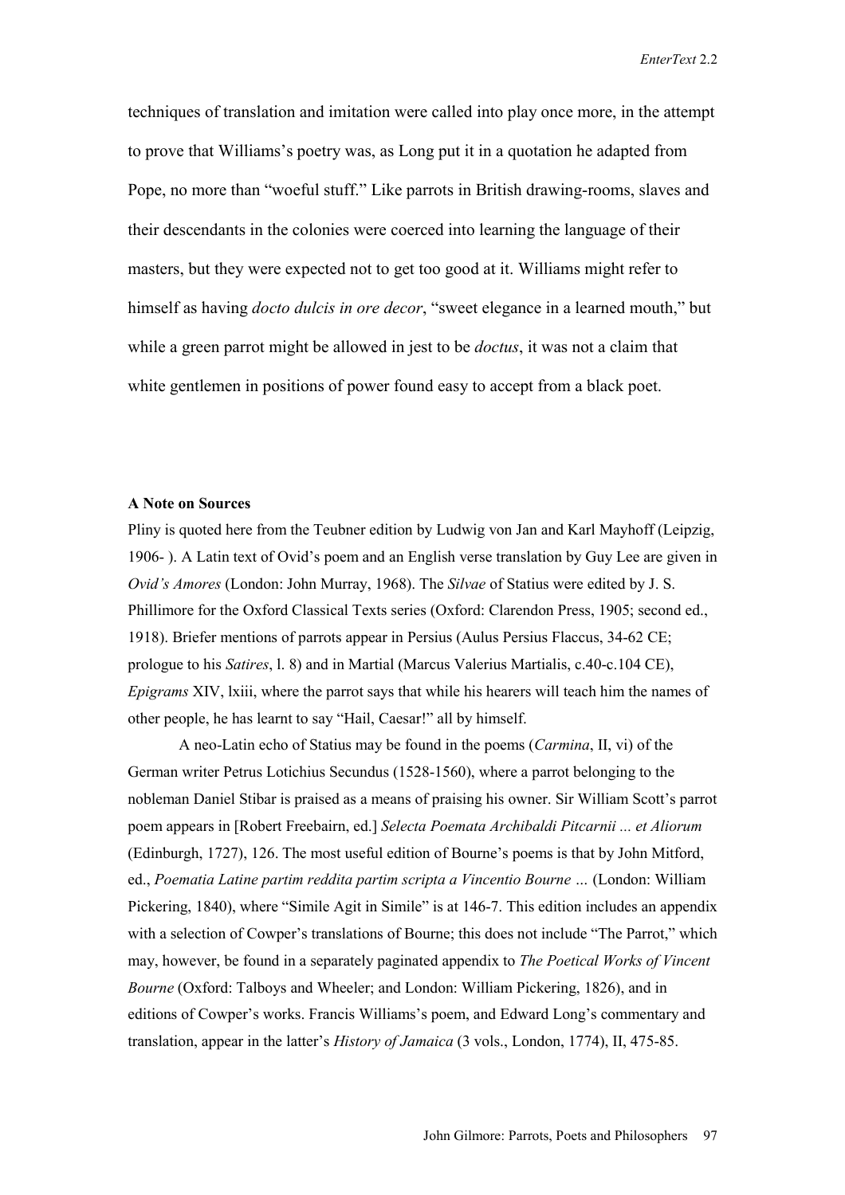techniques of translation and imitation were called into play once more, in the attempt to prove that Williams's poetry was, as Long put it in a quotation he adapted from Pope, no more than "woeful stuff." Like parrots in British drawing-rooms, slaves and their descendants in the colonies were coerced into learning the language of their masters, but they were expected not to get too good at it. Williams might refer to himself as having *docto dulcis in ore decor*, "sweet elegance in a learned mouth," but while a green parrot might be allowed in jest to be *doctus*, it was not a claim that white gentlemen in positions of power found easy to accept from a black poet.

#### A Note on Sources

Pliny is quoted here from the Teubner edition by Ludwig von Jan and Karl Mayhoff (Leipzig, 1906- ). A Latin text of Ovid's poem and an English verse translation by Guy Lee are given in *Ovid's Amores* (London: John Murray, 1968). The *Silvae* of Statius were edited by J. S. Phillimore for the Oxford Classical Texts series (Oxford: Clarendon Press, 1905; second ed., 1918). Briefer mentions of parrots appear in Persius (Aulus Persius Flaccus, 34-62 CE; prologue to his *Satires*, l. 8) and in Martial (Marcus Valerius Martialis, c.40-c.104 CE), *Epigrams* XIV, lxiii, where the parrot says that while his hearers will teach him the names of other people, he has learnt to say "Hail, Caesar!" all by himself.

A neo-Latin echo of Statius may be found in the poems (*Carmina*, II, vi) of the German writer Petrus Lotichius Secundus (1528-1560), where a parrot belonging to the nobleman Daniel Stibar is praised as a means of praising his owner. Sir William Scott's parrot poem appears in [Robert Freebairn, ed.] *Selecta Poemata Archibaldi Pitcarnii ... et Aliorum* (Edinburgh, 1727), 126. The most useful edition of Bourne's poems is that by John Mitford, ed., *Poematia Latine partim reddita partim scripta a Vincentio Bourne …* (London: William Pickering, 1840), where "Simile Agit in Simile" is at 146-7. This edition includes an appendix with a selection of Cowper's translations of Bourne; this does not include "The Parrot," which may, however, be found in a separately paginated appendix to *The Poetical Works of Vincent Bourne* (Oxford: Talboys and Wheeler; and London: William Pickering, 1826), and in editions of Cowper's works. Francis Williams's poem, and Edward Long's commentary and translation, appear in the latter's *History of Jamaica* (3 vols., London, 1774), II, 475-85.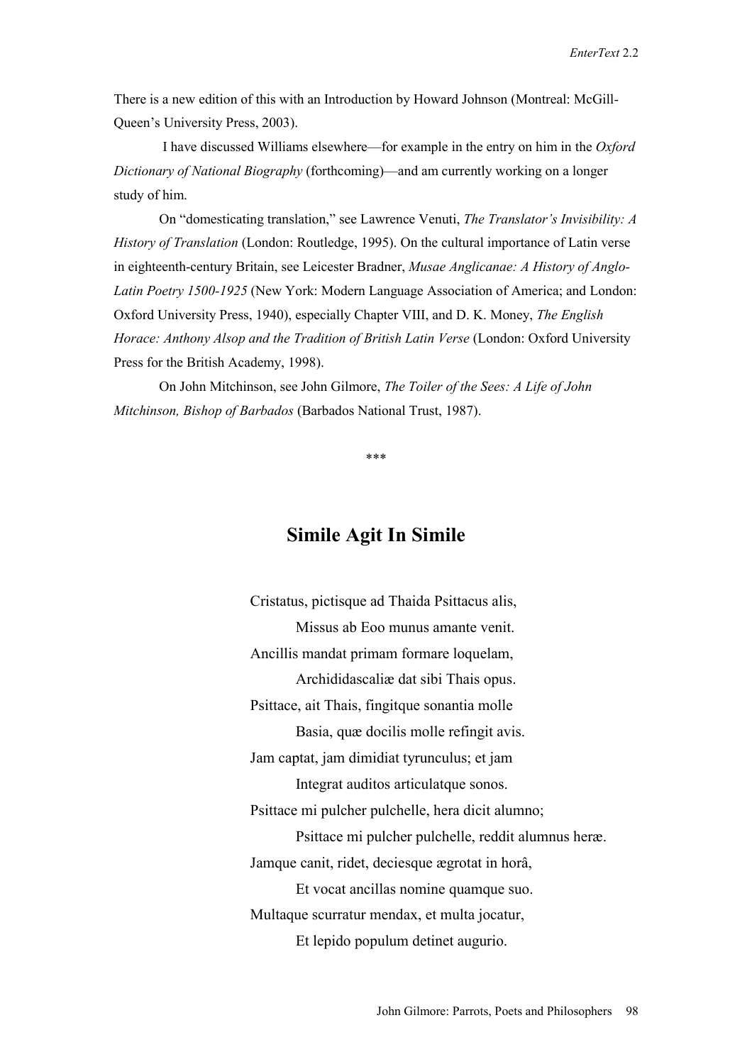There is a new edition of this with an Introduction by Howard Johnson (Montreal: McGill-Queen's University Press, 2003).

I have discussed Williams elsewhere—for example in the entry on him in the *Oxford Dictionary of National Biography* (forthcoming)—and am currently working on a longer study of him.

On "domesticating translation," see Lawrence Venuti, *The Translator's Invisibility: A History of Translation* (London: Routledge, 1995). On the cultural importance of Latin verse in eighteenth-century Britain, see Leicester Bradner, *Musae Anglicanae: A History of Anglo-Latin Poetry 1500-1925* (New York: Modern Language Association of America; and London: Oxford University Press, 1940), especially Chapter VIII, and D. K. Money, *The English Horace: Anthony Alsop and the Tradition of British Latin Verse* (London: Oxford University Press for the British Academy, 1998).

On John Mitchinson, see John Gilmore, *The Toiler of the Sees: A Life of John Mitchinson, Bishop of Barbados* (Barbados National Trust, 1987).

\*\*\*

## Simile Agit In Simile

Cristatus, pictisque ad Thaida Psittacus alis,
Missus ab Eoo munus amante venit.
Ancillis mandat primam formare loquelam,
Archididascaliæ dat sibi Thais opus.
Psittace, ait Thais, fingitque sonantia molle
Basia, quæ docilis molle refingit avis.
Jam captat, jam dimidiat tyrunculus; et jam
Integrat auditos articulatque sonos.
Psittace mi pulcher pulchelle, hera dicit alumno;
Psittace mi pulcher pulchelle, reddit alumnus heræ.
Jamque canit, ridet, deciesque ægrotat in horâ,
Et vocat ancillas nomine quamque suo.
Multaque scurratur mendax, et multa jocatur,
Et lepido populum detinet augurio.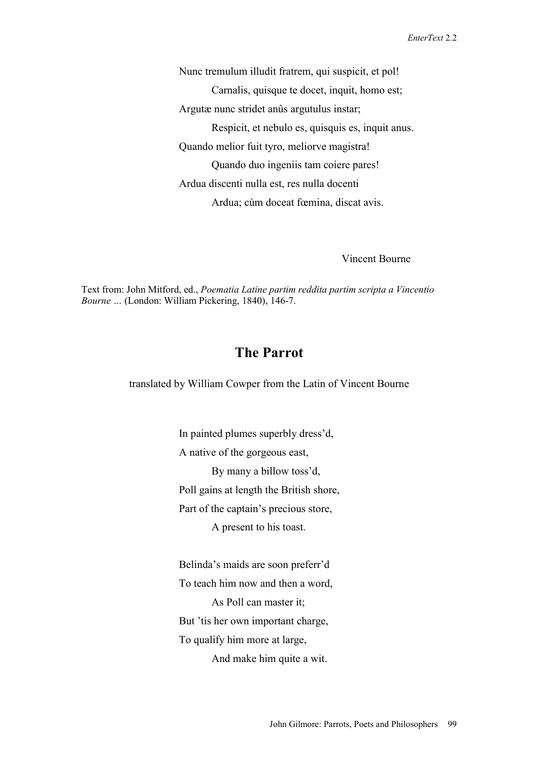Nunc tremulum illudit fratrem, qui suspicit, et pol!

  Carnalis, quisque te docet, inquit, homo est;

Argutæ nunc stridet anûs argutulus instar;

  Respicit, et nebulo es, quisquis es, inquit anus.

Quando melior fuit tyro, meliorve magistra!

  Quando duo ingeniis tam coiere pares!

Ardua discenti nulla est, res nulla docenti

  Ardua; cùm doceat fœmina, discat avis.

Vincent Bourne

Text from: John Mitford, ed., *Poematia Latine partim reddita partim scripta a Vincentio Bourne …* (London: William Pickering, 1840), 146-7.

## The Parrot

translated by William Cowper from the Latin of Vincent Bourne

In painted plumes superbly dress'd,

A native of the gorgeous east,

  By many a billow toss'd,

Poll gains at length the British shore,

Part of the captain's precious store,

  A present to his toast.

Belinda's maids are soon preferr'd

To teach him now and then a word,

  As Poll can master it;

But 'tis her own important charge,

To qualify him more at large,

  And make him quite a wit.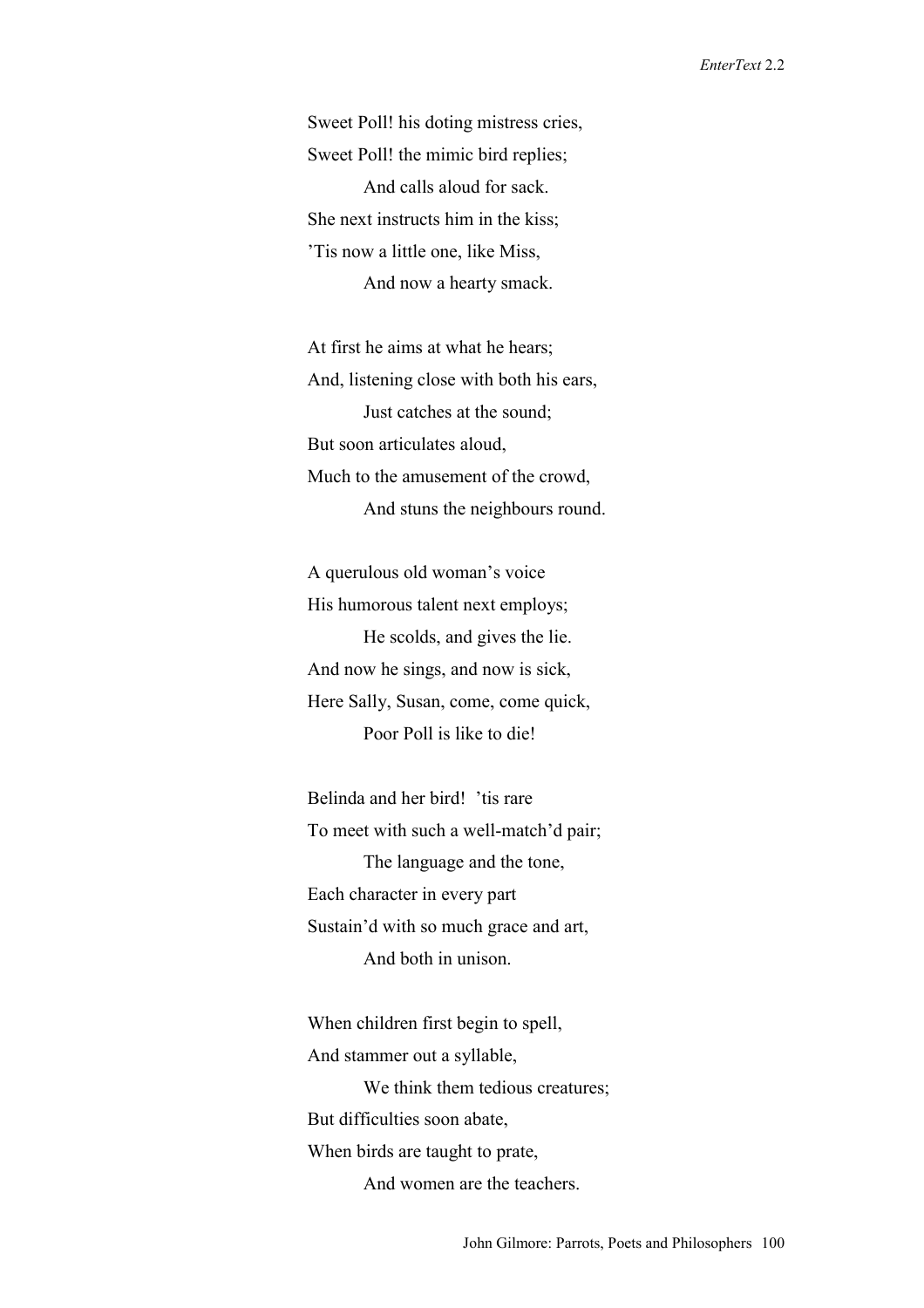Sweet Poll! his doting mistress cries,
Sweet Poll! the mimic bird replies;
&nbsp;&nbsp;&nbsp;&nbsp;&nbsp;&nbsp;&nbsp;&nbsp;And calls aloud for sack.
She next instructs him in the kiss;
'Tis now a little one, like Miss,
&nbsp;&nbsp;&nbsp;&nbsp;&nbsp;&nbsp;&nbsp;&nbsp;And now a hearty smack.

At first he aims at what he hears;
And, listening close with both his ears,
&nbsp;&nbsp;&nbsp;&nbsp;&nbsp;&nbsp;&nbsp;&nbsp;Just catches at the sound;
But soon articulates aloud,
Much to the amusement of the crowd,
&nbsp;&nbsp;&nbsp;&nbsp;&nbsp;&nbsp;&nbsp;&nbsp;And stuns the neighbours round.

A querulous old woman's voice
His humorous talent next employs;
&nbsp;&nbsp;&nbsp;&nbsp;&nbsp;&nbsp;&nbsp;&nbsp;He scolds, and gives the lie.
And now he sings, and now is sick,
Here Sally, Susan, come, come quick,
&nbsp;&nbsp;&nbsp;&nbsp;&nbsp;&nbsp;&nbsp;&nbsp;Poor Poll is like to die!

Belinda and her bird! 'tis rare
To meet with such a well-match'd pair;
&nbsp;&nbsp;&nbsp;&nbsp;&nbsp;&nbsp;&nbsp;&nbsp;The language and the tone,
Each character in every part
Sustain'd with so much grace and art,
&nbsp;&nbsp;&nbsp;&nbsp;&nbsp;&nbsp;&nbsp;&nbsp;And both in unison.

When children first begin to spell,
And stammer out a syllable,
&nbsp;&nbsp;&nbsp;&nbsp;&nbsp;&nbsp;&nbsp;&nbsp;We think them tedious creatures;
But difficulties soon abate,
When birds are taught to prate,
&nbsp;&nbsp;&nbsp;&nbsp;&nbsp;&nbsp;&nbsp;&nbsp;And women are the teachers.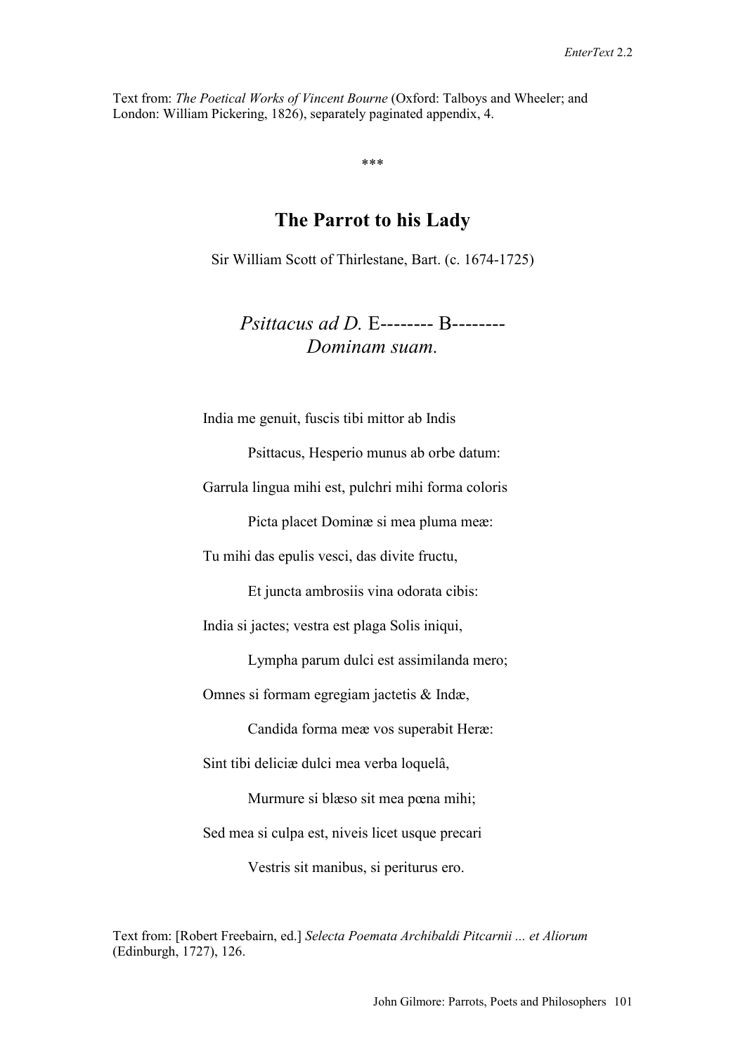Text from: *The Poetical Works of Vincent Bourne* (Oxford: Talboys and Wheeler; and London: William Pickering, 1826), separately paginated appendix, 4.

\*\*\*

## The Parrot to his Lady

Sir William Scott of Thirlestane, Bart. (c. 1674-1725)

### *Psittacus ad D.* E-------- B-------- *Dominam suam.*

India me genuit, fuscis tibi mittor ab Indis

Psittacus, Hesperio munus ab orbe datum:

Garrula lingua mihi est, pulchri mihi forma coloris

Picta placet Dominæ si mea pluma meæ:

Tu mihi das epulis vesci, das divite fructu,

Et juncta ambrosiis vina odorata cibis:

India si jactes; vestra est plaga Solis iniqui,

Lympha parum dulci est assimilanda mero;

Omnes si formam egregiam jactetis & Indæ,

Candida forma meæ vos superabit Heræ:

Sint tibi deliciæ dulci mea verba loquelâ,

Murmure si blæso sit mea pœna mihi;

Sed mea si culpa est, niveis licet usque precari

Vestris sit manibus, si periturus ero.

Text from: [Robert Freebairn, ed.] *Selecta Poemata Archibaldi Pitcarnii ... et Aliorum* (Edinburgh, 1727), 126.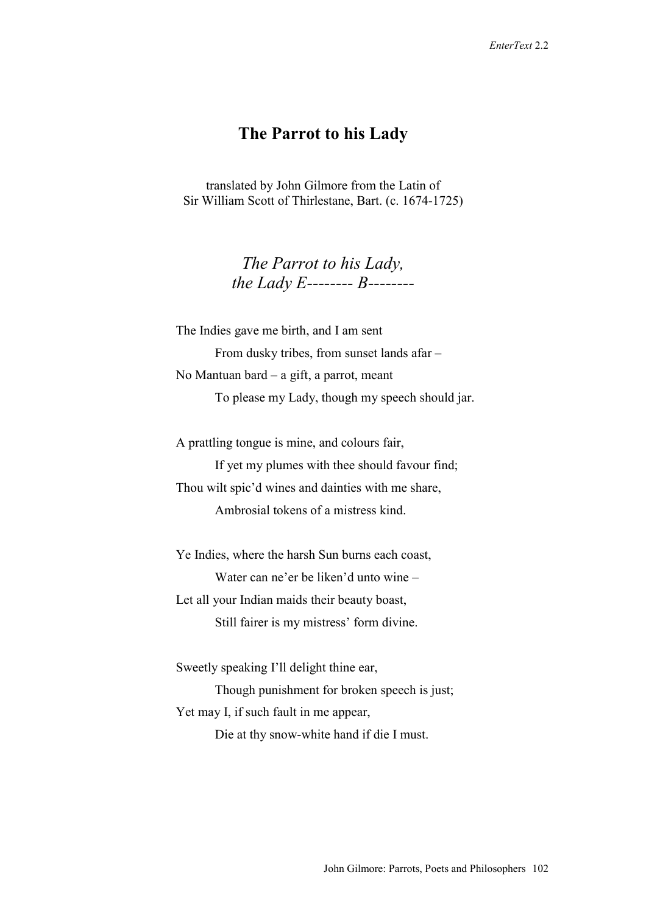## The Parrot to his Lady

translated by John Gilmore from the Latin of
Sir William Scott of Thirlestane, Bart. (c. 1674-1725)

### *The Parrot to his Lady, the Lady E-------- B--------*

The Indies gave me birth, and I am sent
From dusky tribes, from sunset lands afar –
No Mantuan bard – a gift, a parrot, meant
To please my Lady, though my speech should jar.

A prattling tongue is mine, and colours fair,
If yet my plumes with thee should favour find;
Thou wilt spic'd wines and dainties with me share,
Ambrosial tokens of a mistress kind.

Ye Indies, where the harsh Sun burns each coast,
Water can ne'er be liken'd unto wine –
Let all your Indian maids their beauty boast,
Still fairer is my mistress' form divine.

Sweetly speaking I'll delight thine ear,
Though punishment for broken speech is just;
Yet may I, if such fault in me appear,
Die at thy snow-white hand if die I must.